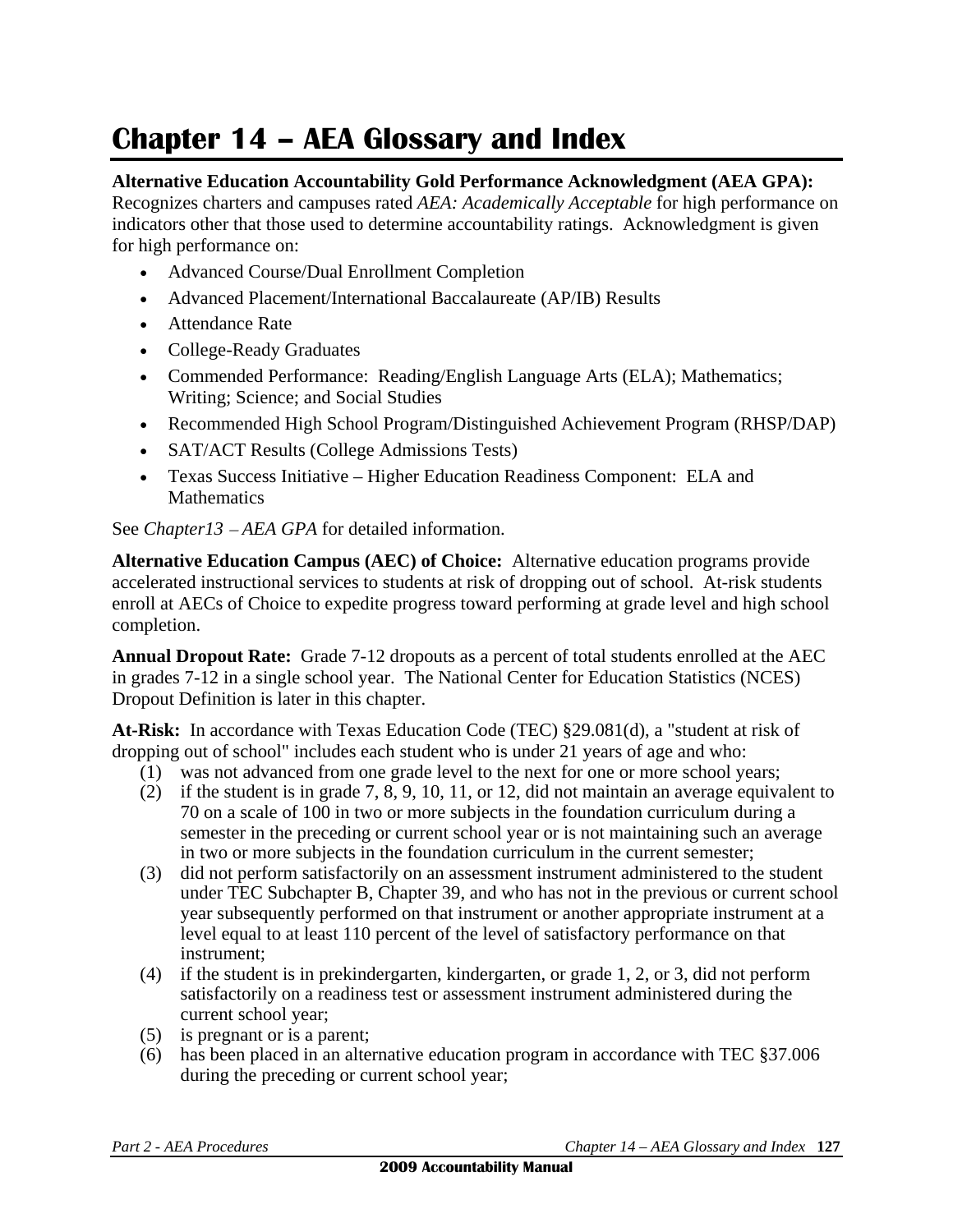# Chapter 14 – AEA Glossary and Index

**Alternative Education Accountability Gold Performance Acknowledgment (AEA GPA):** Recognizes charters and campuses rated *AEA: Academically Acceptable* for high performance on indicators other that those used to determine accountability ratings. Acknowledgment is given for high performance on:

- Advanced Course/Dual Enrollment Completion
- Advanced Placement/International Baccalaureate (AP/IB) Results
- Attendance Rate
- College-Ready Graduates
- Commended Performance: Reading/English Language Arts (ELA); Mathematics; Writing; Science; and Social Studies
- Recommended High School Program/Distinguished Achievement Program (RHSP/DAP)
- SAT/ACT Results (College Admissions Tests)
- Texas Success Initiative – Higher Education Readiness Component: ELA and Mathematics

See *Chapter13 – AEA GPA* for detailed information.

**Alternative Education Campus (AEC) of Choice:** Alternative education programs provide accelerated instructional services to students at risk of dropping out of school. At-risk students enroll at AECs of Choice to expedite progress toward performing at grade level and high school completion.

**Annual Dropout Rate:** Grade 7-12 dropouts as a percent of total students enrolled at the AEC in grades 7-12 in a single school year. The National Center for Education Statistics (NCES) Dropout Definition is later in this chapter.

**At-Risk:** In accordance with Texas Education Code (TEC) §29.081(d), a "student at risk of dropping out of school" includes each student who is under 21 years of age and who:

(1) was not advanced from one grade level to the next for one or more school years;
(2) if the student is in grade 7, 8, 9, 10, 11, or 12, did not maintain an average equivalent to 70 on a scale of 100 in two or more subjects in the foundation curriculum during a semester in the preceding or current school year or is not maintaining such an average in two or more subjects in the foundation curriculum in the current semester;
(3) did not perform satisfactorily on an assessment instrument administered to the student under TEC Subchapter B, Chapter 39, and who has not in the previous or current school year subsequently performed on that instrument or another appropriate instrument at a level equal to at least 110 percent of the level of satisfactory performance on that instrument;
(4) if the student is in prekindergarten, kindergarten, or grade 1, 2, or 3, did not perform satisfactorily on a readiness test or assessment instrument administered during the current school year;
(5) is pregnant or is a parent;
(6) has been placed in an alternative education program in accordance with TEC §37.006 during the preceding or current school year;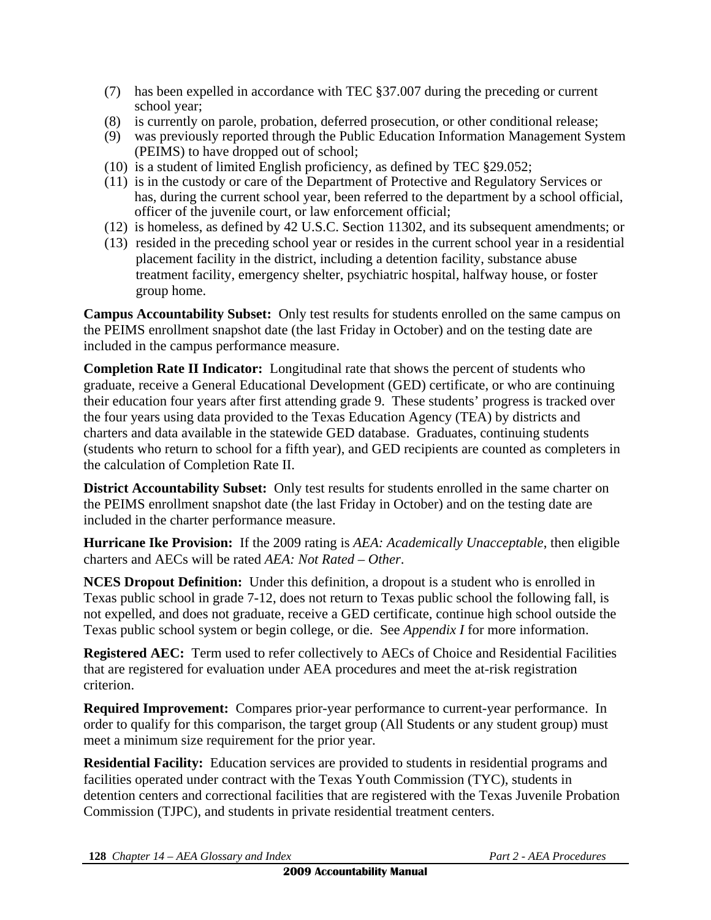(7) has been expelled in accordance with TEC §37.007 during the preceding or current school year;
(8) is currently on parole, probation, deferred prosecution, or other conditional release;
(9) was previously reported through the Public Education Information Management System (PEIMS) to have dropped out of school;
(10) is a student of limited English proficiency, as defined by TEC §29.052;
(11) is in the custody or care of the Department of Protective and Regulatory Services or has, during the current school year, been referred to the department by a school official, officer of the juvenile court, or law enforcement official;
(12) is homeless, as defined by 42 U.S.C. Section 11302, and its subsequent amendments; or
(13) resided in the preceding school year or resides in the current school year in a residential placement facility in the district, including a detention facility, substance abuse treatment facility, emergency shelter, psychiatric hospital, halfway house, or foster group home.

**Campus Accountability Subset:** Only test results for students enrolled on the same campus on the PEIMS enrollment snapshot date (the last Friday in October) and on the testing date are included in the campus performance measure.

**Completion Rate II Indicator:** Longitudinal rate that shows the percent of students who graduate, receive a General Educational Development (GED) certificate, or who are continuing their education four years after first attending grade 9. These students' progress is tracked over the four years using data provided to the Texas Education Agency (TEA) by districts and charters and data available in the statewide GED database. Graduates, continuing students (students who return to school for a fifth year), and GED recipients are counted as completers in the calculation of Completion Rate II.

**District Accountability Subset:** Only test results for students enrolled in the same charter on the PEIMS enrollment snapshot date (the last Friday in October) and on the testing date are included in the charter performance measure.

**Hurricane Ike Provision:** If the 2009 rating is *AEA: Academically Unacceptable*, then eligible charters and AECs will be rated *AEA: Not Rated – Other*.

**NCES Dropout Definition:** Under this definition, a dropout is a student who is enrolled in Texas public school in grade 7-12, does not return to Texas public school the following fall, is not expelled, and does not graduate, receive a GED certificate, continue high school outside the Texas public school system or begin college, or die. See *Appendix I* for more information.

**Registered AEC:** Term used to refer collectively to AECs of Choice and Residential Facilities that are registered for evaluation under AEA procedures and meet the at-risk registration criterion.

**Required Improvement:** Compares prior-year performance to current-year performance. In order to qualify for this comparison, the target group (All Students or any student group) must meet a minimum size requirement for the prior year.

**Residential Facility:** Education services are provided to students in residential programs and facilities operated under contract with the Texas Youth Commission (TYC), students in detention centers and correctional facilities that are registered with the Texas Juvenile Probation Commission (TJPC), and students in private residential treatment centers.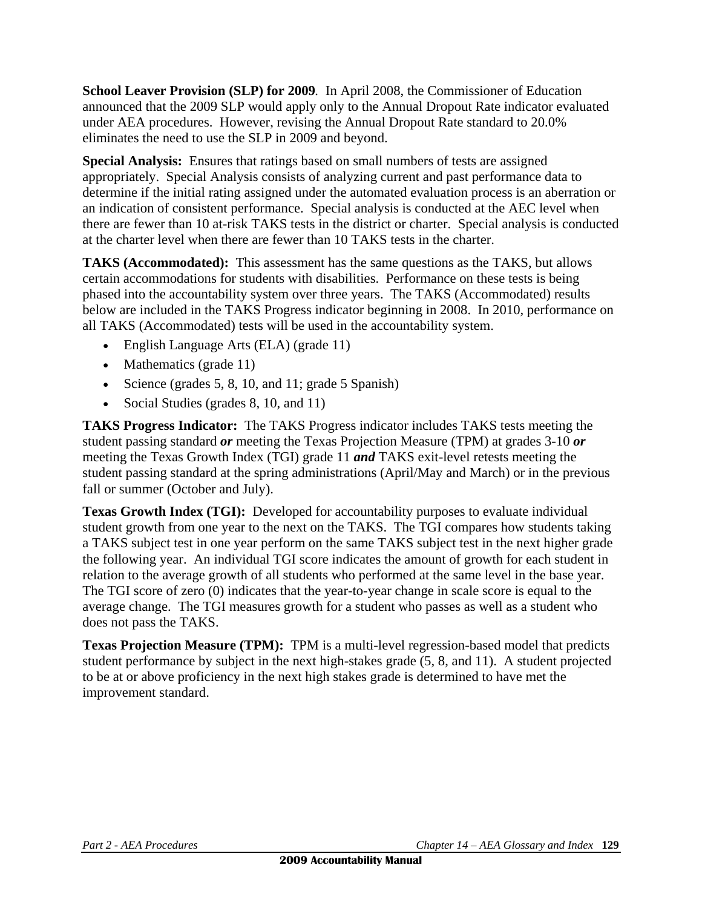**School Leaver Provision (SLP) for 2009**. In April 2008, the Commissioner of Education announced that the 2009 SLP would apply only to the Annual Dropout Rate indicator evaluated under AEA procedures. However, revising the Annual Dropout Rate standard to 20.0% eliminates the need to use the SLP in 2009 and beyond.

**Special Analysis:** Ensures that ratings based on small numbers of tests are assigned appropriately. Special Analysis consists of analyzing current and past performance data to determine if the initial rating assigned under the automated evaluation process is an aberration or an indication of consistent performance. Special analysis is conducted at the AEC level when there are fewer than 10 at-risk TAKS tests in the district or charter. Special analysis is conducted at the charter level when there are fewer than 10 TAKS tests in the charter.

**TAKS (Accommodated):** This assessment has the same questions as the TAKS, but allows certain accommodations for students with disabilities. Performance on these tests is being phased into the accountability system over three years. The TAKS (Accommodated) results below are included in the TAKS Progress indicator beginning in 2008. In 2010, performance on all TAKS (Accommodated) tests will be used in the accountability system.

- English Language Arts (ELA) (grade 11)
- Mathematics (grade 11)
- Science (grades 5, 8, 10, and 11; grade 5 Spanish)
- Social Studies (grades 8, 10, and 11)

**TAKS Progress Indicator:** The TAKS Progress indicator includes TAKS tests meeting the student passing standard ***or*** meeting the Texas Projection Measure (TPM) at grades 3-10 ***or*** meeting the Texas Growth Index (TGI) grade 11 ***and*** TAKS exit-level retests meeting the student passing standard at the spring administrations (April/May and March) or in the previous fall or summer (October and July).

**Texas Growth Index (TGI):** Developed for accountability purposes to evaluate individual student growth from one year to the next on the TAKS. The TGI compares how students taking a TAKS subject test in one year perform on the same TAKS subject test in the next higher grade the following year. An individual TGI score indicates the amount of growth for each student in relation to the average growth of all students who performed at the same level in the base year. The TGI score of zero (0) indicates that the year-to-year change in scale score is equal to the average change. The TGI measures growth for a student who passes as well as a student who does not pass the TAKS.

**Texas Projection Measure (TPM):** TPM is a multi-level regression-based model that predicts student performance by subject in the next high-stakes grade (5, 8, and 11). A student projected to be at or above proficiency in the next high stakes grade is determined to have met the improvement standard.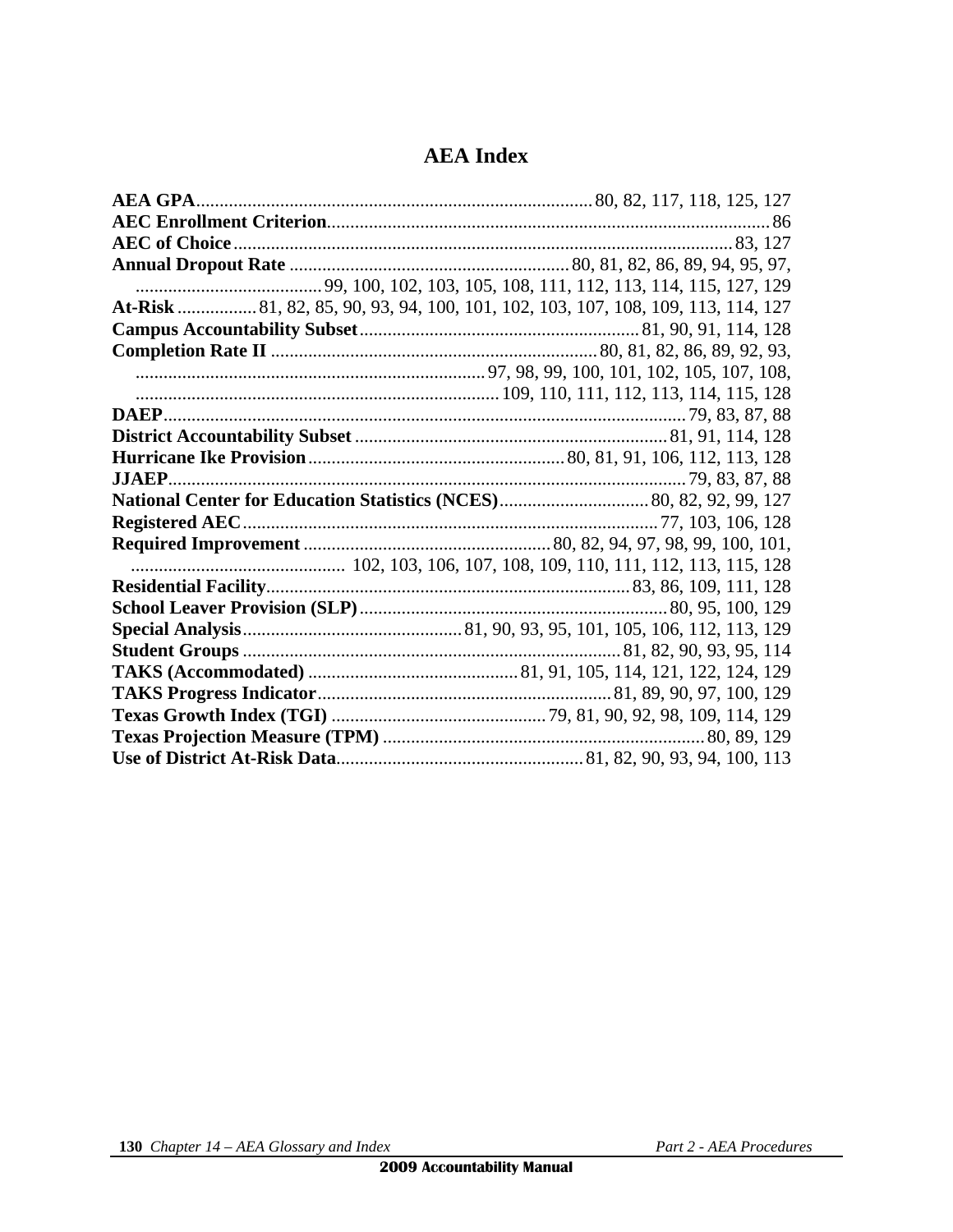# AEA Index

**AEA GPA** ... 80, 82, 117, 118, 125, 127
**AEC Enrollment Criterion** ... 86
**AEC of Choice** ... 83, 127
**Annual Dropout Rate** ... 80, 81, 82, 86, 89, 94, 95, 97, 99, 100, 102, 103, 105, 108, 111, 112, 113, 114, 115, 127, 129
**At-Risk** ... 81, 82, 85, 90, 93, 94, 100, 101, 102, 103, 107, 108, 109, 113, 114, 127
**Campus Accountability Subset** ... 81, 90, 91, 114, 128
**Completion Rate II** ... 80, 81, 82, 86, 89, 92, 93, 97, 98, 99, 100, 101, 102, 105, 107, 108, 109, 110, 111, 112, 113, 114, 115, 128
**DAEP** ... 79, 83, 87, 88
**District Accountability Subset** ... 81, 91, 114, 128
**Hurricane Ike Provision** ... 80, 81, 91, 106, 112, 113, 128
**JJAEP** ... 79, 83, 87, 88
**National Center for Education Statistics (NCES)** ... 80, 82, 92, 99, 127
**Registered AEC** ... 77, 103, 106, 128
**Required Improvement** ... 80, 82, 94, 97, 98, 99, 100, 101, 102, 103, 106, 107, 108, 109, 110, 111, 112, 113, 115, 128
**Residential Facility** ... 83, 86, 109, 111, 128
**School Leaver Provision (SLP)** ... 80, 95, 100, 129
**Special Analysis** ... 81, 90, 93, 95, 101, 105, 106, 112, 113, 129
**Student Groups** ... 81, 82, 90, 93, 95, 114
**TAKS (Accommodated)** ... 81, 91, 105, 114, 121, 122, 124, 129
**TAKS Progress Indicator** ... 81, 89, 90, 97, 100, 129
**Texas Growth Index (TGI)** ... 79, 81, 90, 92, 98, 109, 114, 129
**Texas Projection Measure (TPM)** ... 80, 89, 129
**Use of District At-Risk Data** ... 81, 82, 90, 93, 94, 100, 113